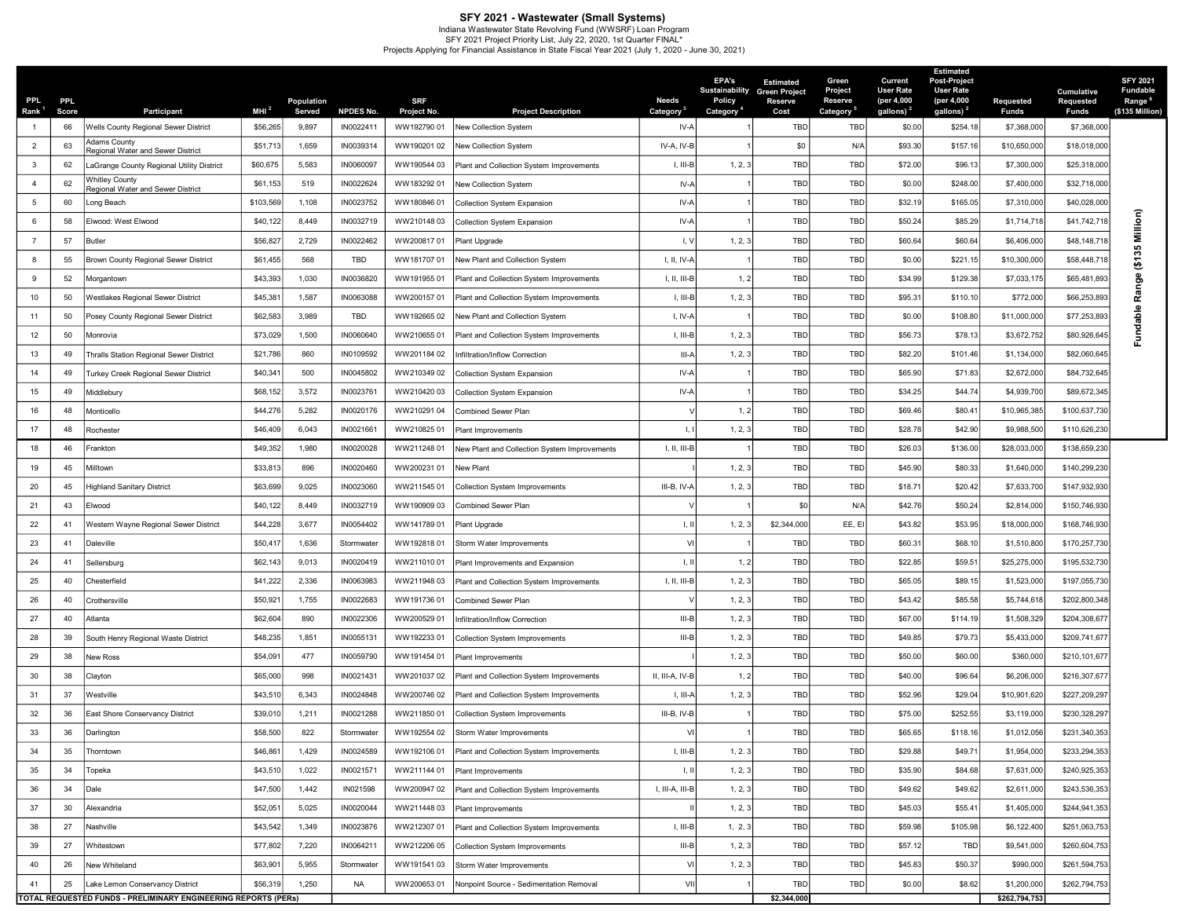# SFY 2021 - Wastewater (Small Systems)

Indiana Wastewater State Revolving Fund (WWSRF) Loan Program
SFY 2021 Project Priority List, July 22, 2020, 1st Quarter FINAL*
Projects Applying for Financial Assistance in State Fiscal Year 2021 (July 1, 2020 - June 30, 2021)

| PPL Rank [1] | PPL Score | Participant | MHI [2] | Population Served | NPDES No. | SRF Project No. | Project Description | Needs Category [3] | EPA's Sustainability Policy Category [4] | Estimated Green Project Reserve Cost | Green Project Reserve Category [5] | Current User Rate (per 4,000 gallons) [2] | Estimated Post-Project User Rate (per 4,000 gallons) [2] | Requested Funds | Cumulative Requested Funds | SFY 2021 Fundable Range [6] ($135 Million) |
|---|---|---|---|---|---|---|---|---|---|---|---|---|---|---|---|---|
| 1 | 66 | Wells County Regional Sewer District | $56,265 | 9,897 | IN0022411 | WW192790 01 | New Collection System | IV-A | 1 | TBD | TBD | $0.00 | $254.18 | $7,368,000 | $7,368,000 | Fundable Range ($135 Million) |
| 2 | 63 | Adams County Regional Water and Sewer District | $51,713 | 1,659 | IN0039314 | WW190201 02 | New Collection System | IV-A, IV-B | 1 | $0 | N/A | $93.30 | $157.16 | $10,650,000 | $18,018,000 | |
| 3 | 62 | LaGrange County Regional Utility District | $60,675 | 5,583 | IN0060097 | WW190544 03 | Plant and Collection System Improvements | I, III-B | 1, 2, 3 | TBD | TBD | $72.00 | $96.13 | $7,300,000 | $25,318,000 | |
| 4 | 62 | Whitley County Regional Water and Sewer District | $61,153 | 519 | IN0022624 | WW183292 01 | New Collection System | IV-A | 1 | TBD | TBD | $0.00 | $248.00 | $7,400,000 | $32,718,000 | |
| 5 | 60 | Long Beach | $103,569 | 1,108 | IN0023752 | WW180846 01 | Collection System Expansion | IV-A | 1 | TBD | TBD | $32.19 | $165.05 | $7,310,000 | $40,028,000 | |
| 6 | 58 | Elwood: West Elwood | $40,122 | 8,449 | IN0032719 | WW210148 03 | Collection System Expansion | IV-A | 1 | TBD | TBD | $50.24 | $85.29 | $1,714,718 | $41,742,718 | |
| 7 | 57 | Butler | $56,827 | 2,729 | IN0022462 | WW200817 01 | Plant Upgrade | I, V | 1, 2, 3 | TBD | TBD | $60.64 | $60.64 | $6,406,000 | $48,148,718 | |
| 8 | 55 | Brown County Regional Sewer District | $61,455 | 568 | TBD | WW181707 01 | New Plant and Collection System | I, II, IV-A | 1 | TBD | TBD | $0.00 | $221.15 | $10,300,000 | $58,448,718 | |
| 9 | 52 | Morgantown | $43,393 | 1,030 | IN0036820 | WW191955 01 | Plant and Collection System Improvements | I, II, III-B | 1, 2 | TBD | TBD | $34.99 | $129.38 | $7,033,175 | $65,481,893 | |
| 10 | 50 | Westlakes Regional Sewer District | $45,381 | 1,587 | IN0063088 | WW200157 01 | Plant and Collection System Improvements | I, III-B | 1, 2, 3 | TBD | TBD | $95.31 | $110.10 | $772,000 | $66,253,893 | |
| 11 | 50 | Posey County Regional Sewer District | $62,583 | 3,989 | TBD | WW192665 02 | New Plant and Collection System | I, IV-A | 1 | TBD | TBD | $0.00 | $108.80 | $11,000,000 | $77,253,893 | |
| 12 | 50 | Monrovia | $73,029 | 1,500 | IN0060640 | WW210655 01 | Plant and Collection System Improvements | I, III-B | 1, 2, 3 | TBD | TBD | $56.73 | $78.13 | $3,672,752 | $80,926,645 | |
| 13 | 49 | Thralls Station Regional Sewer District | $21,786 | 860 | IN0109592 | WW201184 02 | Infiltration/Inflow Correction | III-A | 1, 2, 3 | TBD | TBD | $82.20 | $101.46 | $1,134,000 | $82,060,645 | |
| 14 | 49 | Turkey Creek Regional Sewer District | $40,341 | 500 | IN0045802 | WW210349 02 | Collection System Expansion | IV-A | 1 | TBD | TBD | $65.90 | $71.83 | $2,672,000 | $84,732,645 | |
| 15 | 49 | Middlebury | $68,152 | 3,572 | IN0023761 | WW210420 03 | Collection System Expansion | IV-A | 1 | TBD | TBD | $34.25 | $44.74 | $4,939,700 | $89,672,345 | |
| 16 | 48 | Monticello | $44,276 | 5,282 | IN0020176 | WW210291 04 | Combined Sewer Plan | V | 1, 2 | TBD | TBD | $69.46 | $80.41 | $10,965,385 | $100,637,730 | |
| 17 | 48 | Rochester | $46,409 | 6,043 | IN0021661 | WW210825 01 | Plant Improvements | I, I | 1, 2, 3 | TBD | TBD | $28.78 | $42.90 | $9,988,500 | $110,626,230 | |
| 18 | 46 | Frankton | $49,352 | 1,980 | IN0020028 | WW211248 01 | New Plant and Collection System Improvements | I, II, III-B | 1 | TBD | TBD | $26.03 | $136.00 | $28,033,000 | $138,659,230 | |
| 19 | 45 | Milltown | $33,813 | 896 | IN0020460 | WW200231 01 | New Plant | I | 1, 2, 3 | TBD | TBD | $45.90 | $80.33 | $1,640,000 | $140,299,230 | |
| 20 | 45 | Highland Sanitary District | $63,699 | 9,025 | IN0023060 | WW211545 01 | Collection System Improvements | III-B, IV-A | 1, 2, 3 | TBD | TBD | $18.71 | $20.42 | $7,633,700 | $147,932,930 | |
| 21 | 43 | Elwood | $40,122 | 8,449 | IN0032719 | WW190909 03 | Combined Sewer Plan | V | 1 | $0 | N/A | $42.76 | $50.24 | $2,814,000 | $150,746,930 | |
| 22 | 41 | Western Wayne Regional Sewer District | $44,228 | 3,677 | IN0054402 | WW141789 01 | Plant Upgrade | I, II | 1, 2, 3 | $2,344,000 | EE, EI | $43.82 | $53.95 | $18,000,000 | $168,746,930 | |
| 23 | 41 | Daleville | $50,417 | 1,636 | Stormwater | WW192818 01 | Storm Water Improvements | VI | 1 | TBD | TBD | $60.31 | $68.10 | $1,510,800 | $170,257,730 | |
| 24 | 41 | Sellersburg | $62,143 | 9,013 | IN0020419 | WW211010 01 | Plant Improvements and Expansion | I, II | 1, 2 | TBD | TBD | $22.85 | $59.51 | $25,275,000 | $195,532,730 | |
| 25 | 40 | Chesterfield | $41,222 | 2,336 | IN0063983 | WW211948 03 | Plant and Collection System Improvements | I, II, III-B | 1, 2, 3 | TBD | TBD | $65.05 | $89.15 | $1,523,000 | $197,055,730 | |
| 26 | 40 | Crothersville | $50,921 | 1,755 | IN0022683 | WW191736 01 | Combined Sewer Plan | V | 1, 2, 3 | TBD | TBD | $43.42 | $85.58 | $5,744,618 | $202,800,348 | |
| 27 | 40 | Atlanta | $62,604 | 890 | IN0022306 | WW200529 01 | Infiltration/Inflow Correction | III-B | 1, 2, 3 | TBD | TBD | $67.00 | $114.19 | $1,508,329 | $204,308,677 | |
| 28 | 39 | South Henry Regional Waste District | $48,235 | 1,851 | IN0055131 | WW192233 01 | Collection System Improvements | III-B | 1, 2, 3 | TBD | TBD | $49.85 | $79.73 | $5,433,000 | $209,741,677 | |
| 29 | 38 | New Ross | $54,091 | 477 | IN0059790 | WW191454 01 | Plant Improvements | I | 1, 2, 3 | TBD | TBD | $50.00 | $60.00 | $360,000 | $210,101,677 | |
| 30 | 38 | Clayton | $65,000 | 998 | IN0021431 | WW201037 02 | Plant and Collection System Improvements | II, III-A, IV-B | 1, 2 | TBD | TBD | $40.00 | $96.64 | $6,206,000 | $216,307,677 | |
| 31 | 37 | Westville | $43,510 | 6,343 | IN0024848 | WW200746 02 | Plant and Collection System Improvements | I, III-A | 1, 2, 3 | TBD | TBD | $52.96 | $29.04 | $10,901,620 | $227,209,297 | |
| 32 | 36 | East Shore Conservancy District | $39,010 | 1,211 | IN0021288 | WW211850 01 | Collection System Improvements | III-B, IV-B | 1 | TBD | TBD | $75.00 | $252.55 | $3,119,000 | $230,328,297 | |
| 33 | 36 | Darlington | $58,500 | 822 | Stormwater | WW192554 02 | Storm Water Improvements | VI | 1 | TBD | TBD | $65.65 | $118.16 | $1,012,056 | $231,340,353 | |
| 34 | 35 | Thorntown | $46,861 | 1,429 | IN0024589 | WW192106 01 | Plant and Collection System Improvements | I, III-B | 1, 2, 3 | TBD | TBD | $29.88 | $49.71 | $1,954,000 | $233,294,353 | |
| 35 | 34 | Topeka | $43,510 | 1,022 | IN0021571 | WW211144 01 | Plant Improvements | I, II | 1, 2, 3 | TBD | TBD | $35.90 | $84.68 | $7,631,000 | $240,925,353 | |
| 36 | 34 | Dale | $47,500 | 1,442 | IN021598 | WW200947 02 | Plant and Collection System Improvements | I, III-A, III-B | 1, 2, 3 | TBD | TBD | $49.62 | $49.62 | $2,611,000 | $243,536,353 | |
| 37 | 30 | Alexandria | $52,051 | 5,025 | IN0020044 | WW211448 03 | Plant Improvements | II | 1, 2, 3 | TBD | TBD | $45.03 | $55.41 | $1,405,000 | $244,941,353 | |
| 38 | 27 | Nashville | $43,542 | 1,349 | IN0023876 | WW212307 01 | Plant and Collection System Improvements | I, III-B | 1, 2, 3 | TBD | TBD | $59.98 | $105.98 | $6,122,400 | $251,063,753 | |
| 39 | 27 | Whitestown | $77,802 | 7,220 | IN0064211 | WW212206 05 | Collection System Improvements | III-B | 1, 2, 3 | TBD | TBD | $57.12 | TBD | $9,541,000 | $260,604,753 | |
| 40 | 26 | New Whiteland | $63,901 | 5,955 | Stormwater | WW191541 03 | Storm Water Improvements | VI | 1, 2, 3 | TBD | TBD | $45.83 | $50.37 | $990,000 | $261,594,753 | |
| 41 | 25 | Lake Lemon Conservancy District | $56,319 | 1,250 | NA | WW200653 01 | Nonpoint Source - Sedimentation Removal | VII | 1 | TBD | TBD | $0.00 | $8.62 | $1,200,000 | $262,794,753 | |
| TOTAL REQUESTED FUNDS - PRELIMINARY ENGINEERING REPORTS (PERs) | | | | | | | | | | $2,344,000 | | | | $262,794,753 | | |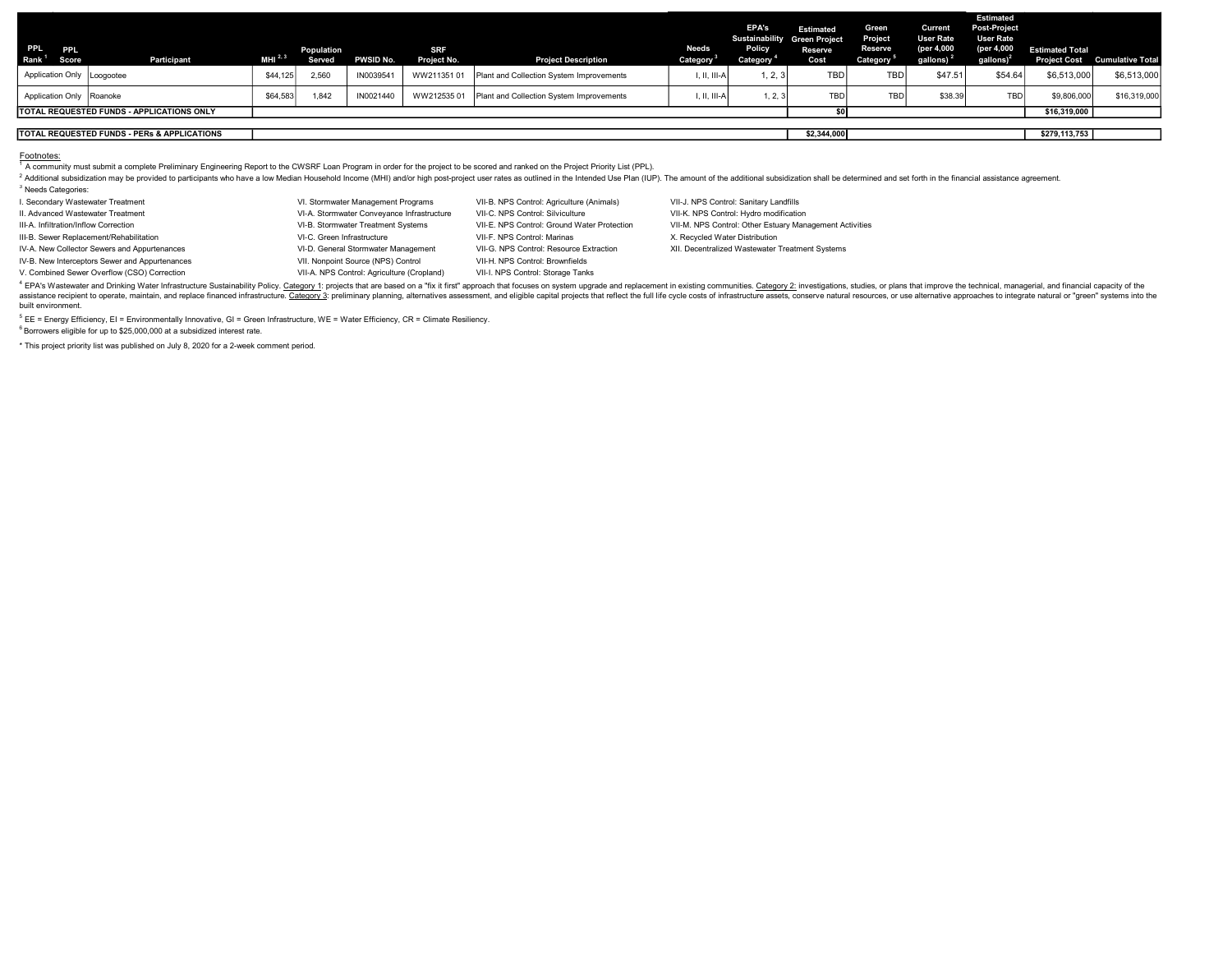| PPL Rank [1] | PPL Score | Participant | MHI [2, 3] | Population Served | PWSID No. | SRF Project No. | Project Description | Needs Category [3] | EPA's Sustainability Policy Category [4] | Estimated Green Project Reserve Cost | Green Project Reserve Category [5] | Current User Rate (per 4,000 gallons) [2] | Estimated Post-Project User Rate (per 4,000 gallons)[2] | Estimated Total Project Cost | Cumulative Total |
|---|---|---|---|---|---|---|---|---|---|---|---|---|---|---|---|
| Application Only | | Loogootee | $44,125 | 2,560 | IN0039541 | WW211351 01 | Plant and Collection System Improvements | I, II, III-A | 1, 2, 3 | TBD | TBD | $47.51 | $54.64 | $6,513,000 | $6,513,000 |
| Application Only | | Roanoke | $64,583 | 1,842 | IN0021440 | WW212535 01 | Plant and Collection System Improvements | I, II, III-A | 1, 2, 3 | TBD | TBD | $38.39 | TBD | $9,806,000 | $16,319,000 |
| TOTAL REQUESTED FUNDS - APPLICATIONS ONLY | | | | | | | | | | $0 | | | | $16,319,000 | |
| | | | | | | | | | | | | | | | |
| TOTAL REQUESTED FUNDS - PERs & APPLICATIONS | | | | | | | | | | $2,344,000 | | | | $279,113,753 | |

Footnotes:

[1] A community must submit a complete Preliminary Engineering Report to the CWSRF Loan Program in order for the project to be scored and ranked on the Project Priority List (PPL).

[2] Additional subsidization may be provided to participants who have a low Median Household Income (MHI) and/or high post-project user rates as outlined in the Intended Use Plan (IUP). The amount of the additional subsidization shall be determined and set forth in the financial assistance agreement.

[3] Needs Categories:

I. Secondary Wastewater Treatment
II. Advanced Wastewater Treatment
III-A. Infiltration/Inflow Correction
III-B. Sewer Replacement/Rehabilitation
IV-A. New Collector Sewers and Appurtenances
IV-B. New Interceptors Sewer and Appurtenances
V. Combined Sewer Overflow (CSO) Correction
VI. Stormwater Management Programs
VI-A. Stormwater Conveyance Infrastructure
VI-B. Stormwater Treatment Systems
VI-C. Green Infrastructure
VI-D. General Stormwater Management
VII. Nonpoint Source (NPS) Control
VII-A. NPS Control: Agriculture (Cropland)
VII-B. NPS Control: Agriculture (Animals)
VII-C. NPS Control: Silviculture
VII-E. NPS Control: Ground Water Protection
VII-F. NPS Control: Marinas
VII-G. NPS Control: Resource Extraction
VII-H. NPS Control: Brownfields
VII-I. NPS Control: Storage Tanks
VII-J. NPS Control: Sanitary Landfills
VII-K. NPS Control: Hydro modification
VII-M. NPS Control: Other Estuary Management Activities
X. Recycled Water Distribution
XII. Decentralized Wastewater Treatment Systems

[4] EPA's Wastewater and Drinking Water Infrastructure Sustainability Policy. Category 1: projects that are based on a "fix it first" approach that focuses on system upgrade and replacement in existing communities. Category 2: investigations, studies, or plans that improve the technical, managerial, and financial capacity of the assistance recipient to operate, maintain, and replace financed infrastructure. Category 3: preliminary planning, alternatives assessment, and eligible capital projects that reflect the full life cycle costs of infrastructure assets, conserve natural resources, or use alternative approaches to integrate natural or "green" systems into the built environment.

[5] EE = Energy Efficiency, EI = Environmentally Innovative, GI = Green Infrastructure, WE = Water Efficiency, CR = Climate Resiliency.

[6] Borrowers eligible for up to $25,000,000 at a subsidized interest rate.

* This project priority list was published on July 8, 2020 for a 2-week comment period.